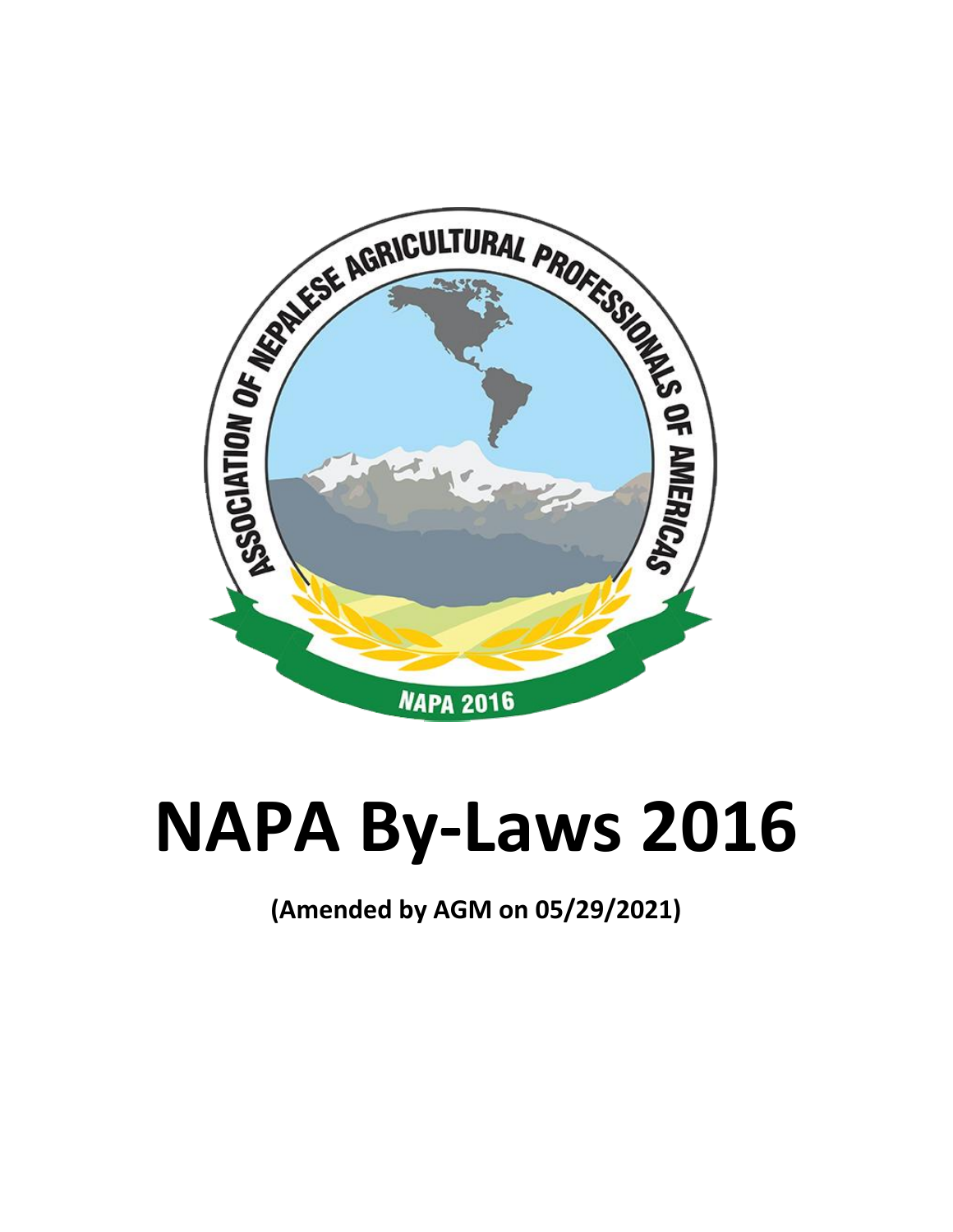# NAPA By-Laws 2016

**(Amended by AGM on 05/29/2021)**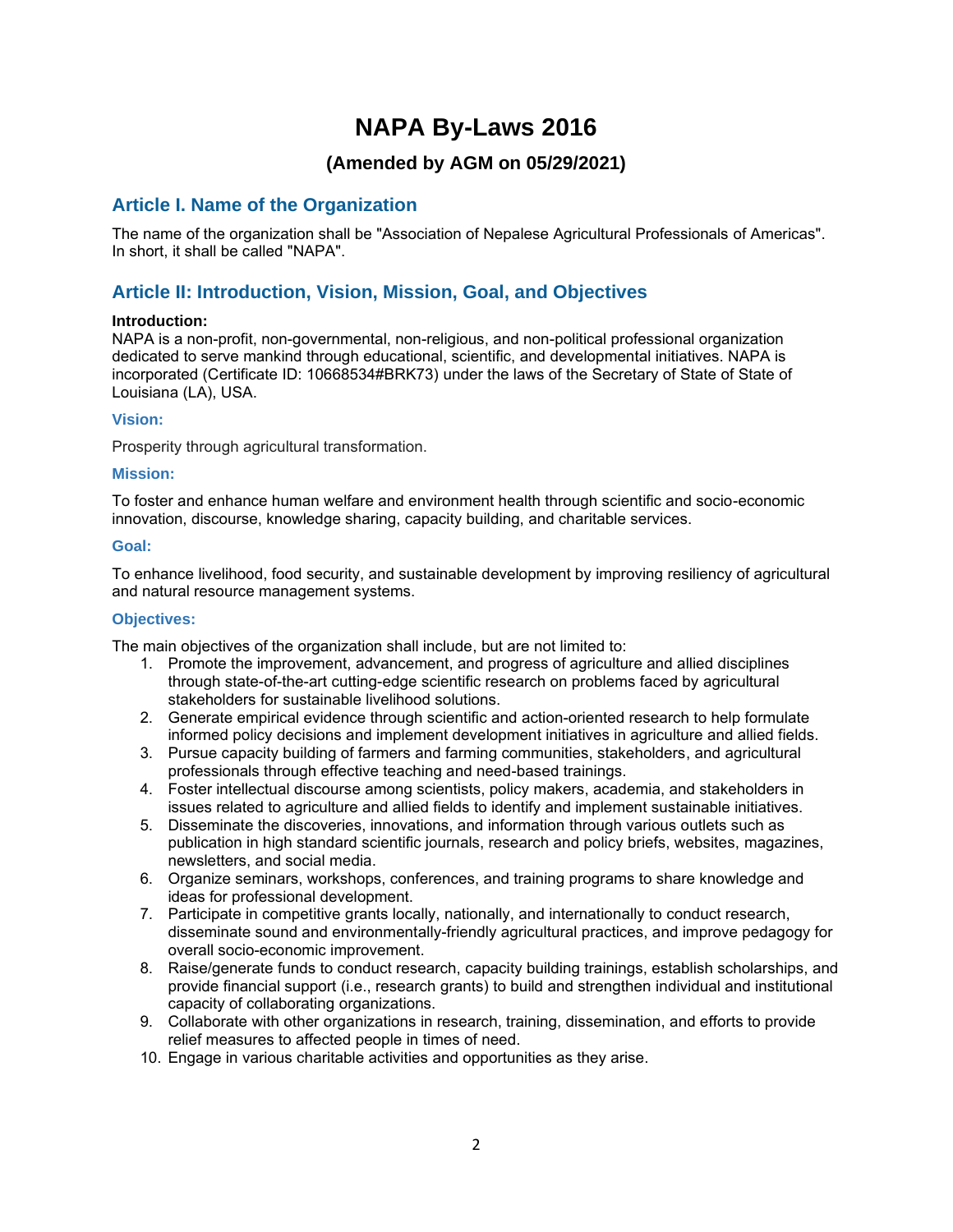# NAPA By-Laws 2016

### (Amended by AGM on 05/29/2021)

## Article I. Name of the Organization

The name of the organization shall be "Association of Nepalese Agricultural Professionals of Americas". In short, it shall be called "NAPA".

## Article II: Introduction, Vision, Mission, Goal, and Objectives

**Introduction:**
NAPA is a non-profit, non-governmental, non-religious, and non-political professional organization dedicated to serve mankind through educational, scientific, and developmental initiatives. NAPA is incorporated (Certificate ID: 10668534#BRK73) under the laws of the Secretary of State of State of Louisiana (LA), USA.

### Vision:

Prosperity through agricultural transformation.

### Mission:

To foster and enhance human welfare and environment health through scientific and socio-economic innovation, discourse, knowledge sharing, capacity building, and charitable services.

### Goal:

To enhance livelihood, food security, and sustainable development by improving resiliency of agricultural and natural resource management systems.

### Objectives:

The main objectives of the organization shall include, but are not limited to:

1. Promote the improvement, advancement, and progress of agriculture and allied disciplines through state-of-the-art cutting-edge scientific research on problems faced by agricultural stakeholders for sustainable livelihood solutions.
2. Generate empirical evidence through scientific and action-oriented research to help formulate informed policy decisions and implement development initiatives in agriculture and allied fields.
3. Pursue capacity building of farmers and farming communities, stakeholders, and agricultural professionals through effective teaching and need-based trainings.
4. Foster intellectual discourse among scientists, policy makers, academia, and stakeholders in issues related to agriculture and allied fields to identify and implement sustainable initiatives.
5. Disseminate the discoveries, innovations, and information through various outlets such as publication in high standard scientific journals, research and policy briefs, websites, magazines, newsletters, and social media.
6. Organize seminars, workshops, conferences, and training programs to share knowledge and ideas for professional development.
7. Participate in competitive grants locally, nationally, and internationally to conduct research, disseminate sound and environmentally-friendly agricultural practices, and improve pedagogy for overall socio-economic improvement.
8. Raise/generate funds to conduct research, capacity building trainings, establish scholarships, and provide financial support (i.e., research grants) to build and strengthen individual and institutional capacity of collaborating organizations.
9. Collaborate with other organizations in research, training, dissemination, and efforts to provide relief measures to affected people in times of need.
10. Engage in various charitable activities and opportunities as they arise.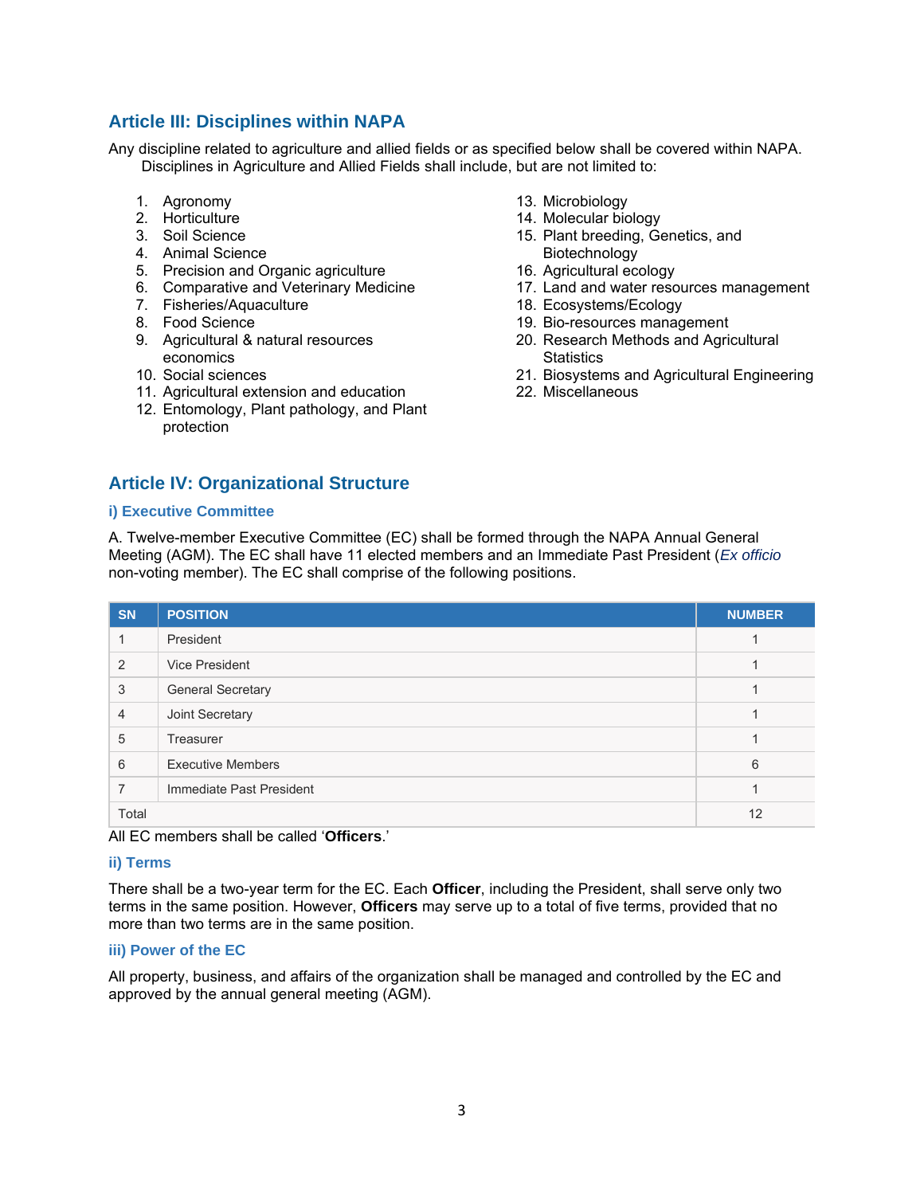## Article III: Disciplines within NAPA

Any discipline related to agriculture and allied fields or as specified below shall be covered within NAPA. Disciplines in Agriculture and Allied Fields shall include, but are not limited to:

1. Agronomy
2. Horticulture
3. Soil Science
4. Animal Science
5. Precision and Organic agriculture
6. Comparative and Veterinary Medicine
7. Fisheries/Aquaculture
8. Food Science
9. Agricultural & natural resources economics
10. Social sciences
11. Agricultural extension and education
12. Entomology, Plant pathology, and Plant protection
13. Microbiology
14. Molecular biology
15. Plant breeding, Genetics, and Biotechnology
16. Agricultural ecology
17. Land and water resources management
18. Ecosystems/Ecology
19. Bio-resources management
20. Research Methods and Agricultural Statistics
21. Biosystems and Agricultural Engineering
22. Miscellaneous

## Article IV: Organizational Structure

### i) Executive Committee

A. Twelve-member Executive Committee (EC) shall be formed through the NAPA Annual General Meeting (AGM). The EC shall have 11 elected members and an Immediate Past President (*Ex officio* non-voting member). The EC shall comprise of the following positions.

| SN | POSITION | NUMBER |
|---|---|---|
| 1 | President | 1 |
| 2 | Vice President | 1 |
| 3 | General Secretary | 1 |
| 4 | Joint Secretary | 1 |
| 5 | Treasurer | 1 |
| 6 | Executive Members | 6 |
| 7 | Immediate Past President | 1 |
| Total | | 12 |

All EC members shall be called '**Officers**.'

### ii) Terms

There shall be a two-year term for the EC. Each **Officer**, including the President, shall serve only two terms in the same position. However, **Officers** may serve up to a total of five terms, provided that no more than two terms are in the same position.

### iii) Power of the EC

All property, business, and affairs of the organization shall be managed and controlled by the EC and approved by the annual general meeting (AGM).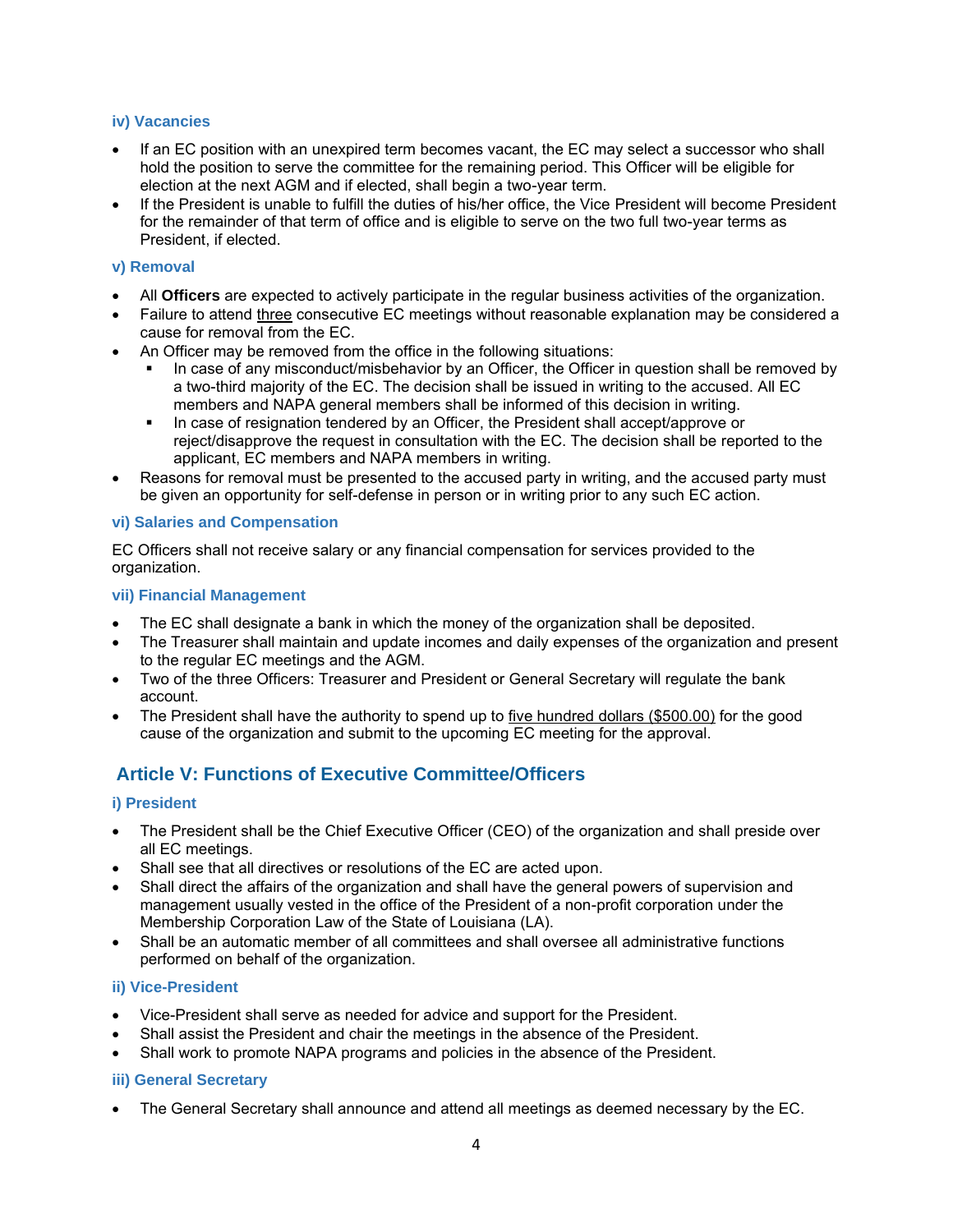#### iv) Vacancies

- If an EC position with an unexpired term becomes vacant, the EC may select a successor who shall hold the position to serve the committee for the remaining period. This Officer will be eligible for election at the next AGM and if elected, shall begin a two-year term.
- If the President is unable to fulfill the duties of his/her office, the Vice President will become President for the remainder of that term of office and is eligible to serve on the two full two-year terms as President, if elected.

#### v) Removal

- All **Officers** are expected to actively participate in the regular business activities of the organization.
- Failure to attend <u>three</u> consecutive EC meetings without reasonable explanation may be considered a cause for removal from the EC.
- An Officer may be removed from the office in the following situations:
  - In case of any misconduct/misbehavior by an Officer, the Officer in question shall be removed by a two-third majority of the EC. The decision shall be issued in writing to the accused. All EC members and NAPA general members shall be informed of this decision in writing.
  - In case of resignation tendered by an Officer, the President shall accept/approve or reject/disapprove the request in consultation with the EC. The decision shall be reported to the applicant, EC members and NAPA members in writing.
- Reasons for removal must be presented to the accused party in writing, and the accused party must be given an opportunity for self-defense in person or in writing prior to any such EC action.

#### vi) Salaries and Compensation

EC Officers shall not receive salary or any financial compensation for services provided to the organization.

#### vii) Financial Management

- The EC shall designate a bank in which the money of the organization shall be deposited.
- The Treasurer shall maintain and update incomes and daily expenses of the organization and present to the regular EC meetings and the AGM.
- Two of the three Officers: Treasurer and President or General Secretary will regulate the bank account.
- The President shall have the authority to spend up to <u>five hundred dollars ($500.00)</u> for the good cause of the organization and submit to the upcoming EC meeting for the approval.

## Article V: Functions of Executive Committee/Officers

#### i) President

- The President shall be the Chief Executive Officer (CEO) of the organization and shall preside over all EC meetings.
- Shall see that all directives or resolutions of the EC are acted upon.
- Shall direct the affairs of the organization and shall have the general powers of supervision and management usually vested in the office of the President of a non-profit corporation under the Membership Corporation Law of the State of Louisiana (LA).
- Shall be an automatic member of all committees and shall oversee all administrative functions performed on behalf of the organization.

#### ii) Vice-President

- Vice-President shall serve as needed for advice and support for the President.
- Shall assist the President and chair the meetings in the absence of the President.
- Shall work to promote NAPA programs and policies in the absence of the President.

#### iii) General Secretary

- The General Secretary shall announce and attend all meetings as deemed necessary by the EC.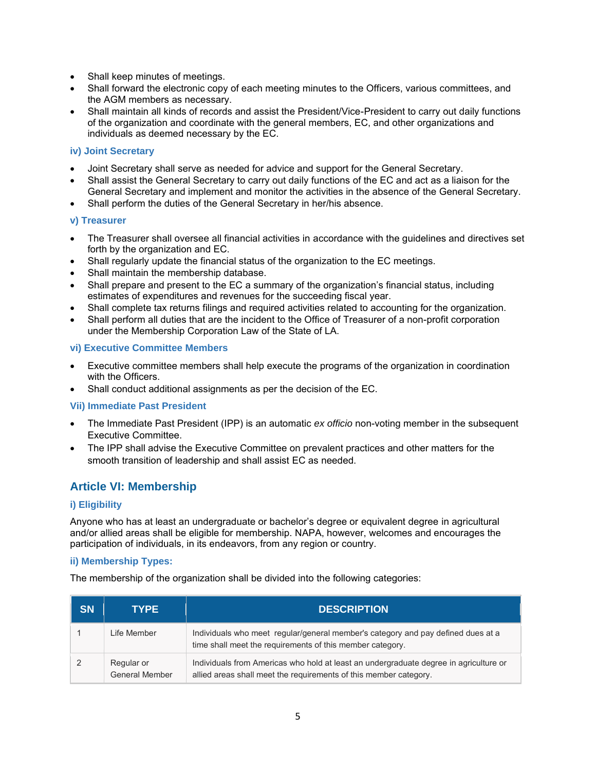- Shall keep minutes of meetings.
- Shall forward the electronic copy of each meeting minutes to the Officers, various committees, and the AGM members as necessary.
- Shall maintain all kinds of records and assist the President/Vice-President to carry out daily functions of the organization and coordinate with the general members, EC, and other organizations and individuals as deemed necessary by the EC.

### iv) Joint Secretary

- Joint Secretary shall serve as needed for advice and support for the General Secretary.
- Shall assist the General Secretary to carry out daily functions of the EC and act as a liaison for the General Secretary and implement and monitor the activities in the absence of the General Secretary.
- Shall perform the duties of the General Secretary in her/his absence.

### v) Treasurer

- The Treasurer shall oversee all financial activities in accordance with the guidelines and directives set forth by the organization and EC.
- Shall regularly update the financial status of the organization to the EC meetings.
- Shall maintain the membership database.
- Shall prepare and present to the EC a summary of the organization's financial status, including estimates of expenditures and revenues for the succeeding fiscal year.
- Shall complete tax returns filings and required activities related to accounting for the organization.
- Shall perform all duties that are the incident to the Office of Treasurer of a non-profit corporation under the Membership Corporation Law of the State of LA.

### vi) Executive Committee Members

- Executive committee members shall help execute the programs of the organization in coordination with the Officers.
- Shall conduct additional assignments as per the decision of the EC.

### Vii) Immediate Past President

- The Immediate Past President (IPP) is an automatic *ex officio* non-voting member in the subsequent Executive Committee.
- The IPP shall advise the Executive Committee on prevalent practices and other matters for the smooth transition of leadership and shall assist EC as needed.

## Article VI: Membership

### i) Eligibility

Anyone who has at least an undergraduate or bachelor's degree or equivalent degree in agricultural and/or allied areas shall be eligible for membership. NAPA, however, welcomes and encourages the participation of individuals, in its endeavors, from any region or country.

### ii) Membership Types:

The membership of the organization shall be divided into the following categories:

| SN | TYPE | DESCRIPTION |
|---|---|---|
| 1 | Life Member | Individuals who meet regular/general member's category and pay defined dues at a time shall meet the requirements of this member category. |
| 2 | Regular or General Member | Individuals from Americas who hold at least an undergraduate degree in agriculture or allied areas shall meet the requirements of this member category. |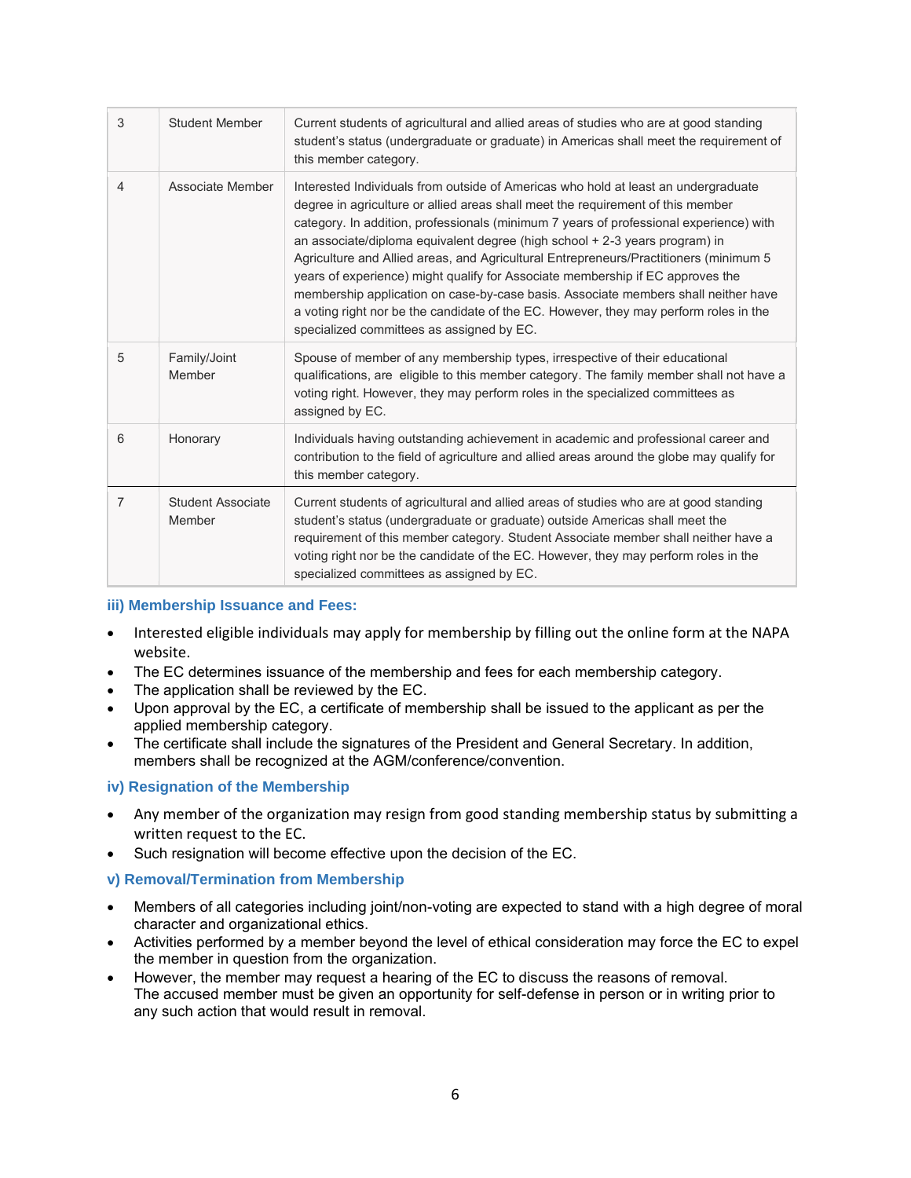| 3 | Student Member | Current students of agricultural and allied areas of studies who are at good standing student's status (undergraduate or graduate) in Americas shall meet the requirement of this member category. |
|---|---|---|
| 4 | Associate Member | Interested Individuals from outside of Americas who hold at least an undergraduate degree in agriculture or allied areas shall meet the requirement of this member category. In addition, professionals (minimum 7 years of professional experience) with an associate/diploma equivalent degree (high school + 2-3 years program) in Agriculture and Allied areas, and Agricultural Entrepreneurs/Practitioners (minimum 5 years of experience) might qualify for Associate membership if EC approves the membership application on case-by-case basis. Associate members shall neither have a voting right nor be the candidate of the EC. However, they may perform roles in the specialized committees as assigned by EC. |
| 5 | Family/Joint Member | Spouse of member of any membership types, irrespective of their educational qualifications, are eligible to this member category. The family member shall not have a voting right. However, they may perform roles in the specialized committees as assigned by EC. |
| 6 | Honorary | Individuals having outstanding achievement in academic and professional career and contribution to the field of agriculture and allied areas around the globe may qualify for this member category. |
| 7 | Student Associate Member | Current students of agricultural and allied areas of studies who are at good standing student's status (undergraduate or graduate) outside Americas shall meet the requirement of this member category. Student Associate member shall neither have a voting right nor be the candidate of the EC. However, they may perform roles in the specialized committees as assigned by EC. |

### iii) Membership Issuance and Fees:

- Interested eligible individuals may apply for membership by filling out the online form at the NAPA website.
- The EC determines issuance of the membership and fees for each membership category.
- The application shall be reviewed by the EC.
- Upon approval by the EC, a certificate of membership shall be issued to the applicant as per the applied membership category.
- The certificate shall include the signatures of the President and General Secretary. In addition, members shall be recognized at the AGM/conference/convention.

### iv) Resignation of the Membership

- Any member of the organization may resign from good standing membership status by submitting a written request to the EC.
- Such resignation will become effective upon the decision of the EC.

### v) Removal/Termination from Membership

- Members of all categories including joint/non-voting are expected to stand with a high degree of moral character and organizational ethics.
- Activities performed by a member beyond the level of ethical consideration may force the EC to expel the member in question from the organization.
- However, the member may request a hearing of the EC to discuss the reasons of removal. The accused member must be given an opportunity for self-defense in person or in writing prior to any such action that would result in removal.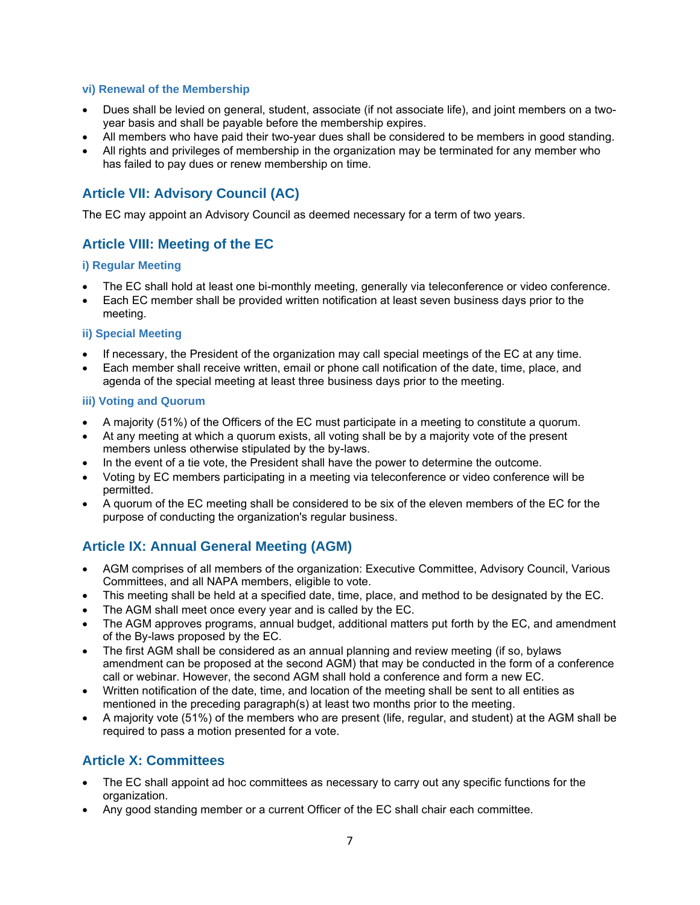### vi) Renewal of the Membership

- Dues shall be levied on general, student, associate (if not associate life), and joint members on a two-year basis and shall be payable before the membership expires.
- All members who have paid their two-year dues shall be considered to be members in good standing.
- All rights and privileges of membership in the organization may be terminated for any member who has failed to pay dues or renew membership on time.

## Article VII: Advisory Council (AC)

The EC may appoint an Advisory Council as deemed necessary for a term of two years.

## Article VIII: Meeting of the EC

### i) Regular Meeting

- The EC shall hold at least one bi-monthly meeting, generally via teleconference or video conference.
- Each EC member shall be provided written notification at least seven business days prior to the meeting.

### ii) Special Meeting

- If necessary, the President of the organization may call special meetings of the EC at any time.
- Each member shall receive written, email or phone call notification of the date, time, place, and agenda of the special meeting at least three business days prior to the meeting.

### iii) Voting and Quorum

- A majority (51%) of the Officers of the EC must participate in a meeting to constitute a quorum.
- At any meeting at which a quorum exists, all voting shall be by a majority vote of the present members unless otherwise stipulated by the by-laws.
- In the event of a tie vote, the President shall have the power to determine the outcome.
- Voting by EC members participating in a meeting via teleconference or video conference will be permitted.
- A quorum of the EC meeting shall be considered to be six of the eleven members of the EC for the purpose of conducting the organization's regular business.

## Article IX: Annual General Meeting (AGM)

- AGM comprises of all members of the organization: Executive Committee, Advisory Council, Various Committees, and all NAPA members, eligible to vote.
- This meeting shall be held at a specified date, time, place, and method to be designated by the EC.
- The AGM shall meet once every year and is called by the EC.
- The AGM approves programs, annual budget, additional matters put forth by the EC, and amendment of the By-laws proposed by the EC.
- The first AGM shall be considered as an annual planning and review meeting (if so, bylaws amendment can be proposed at the second AGM) that may be conducted in the form of a conference call or webinar. However, the second AGM shall hold a conference and form a new EC.
- Written notification of the date, time, and location of the meeting shall be sent to all entities as mentioned in the preceding paragraph(s) at least two months prior to the meeting.
- A majority vote (51%) of the members who are present (life, regular, and student) at the AGM shall be required to pass a motion presented for a vote.

## Article X: Committees

- The EC shall appoint ad hoc committees as necessary to carry out any specific functions for the organization.
- Any good standing member or a current Officer of the EC shall chair each committee.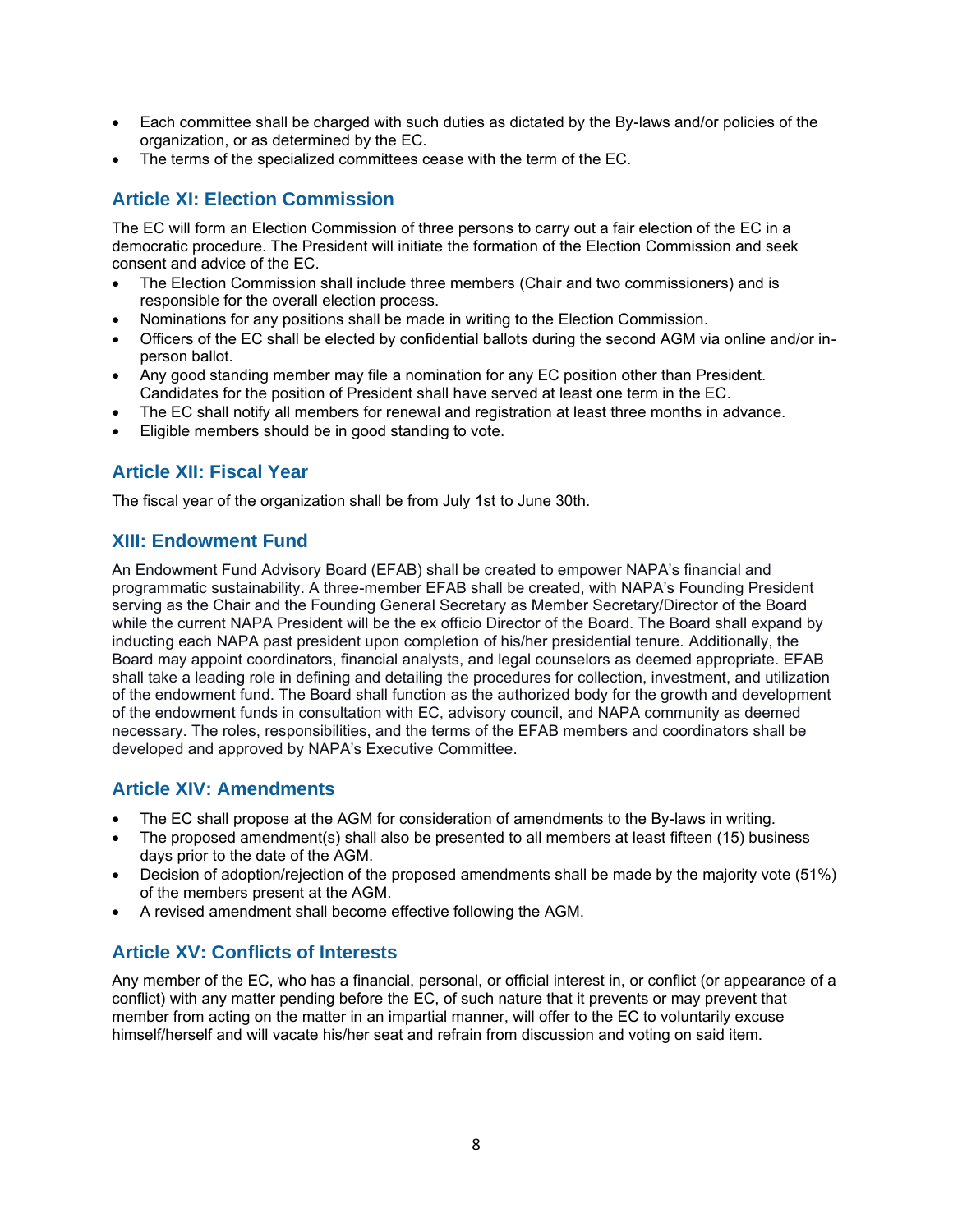- Each committee shall be charged with such duties as dictated by the By-laws and/or policies of the organization, or as determined by the EC.
- The terms of the specialized committees cease with the term of the EC.

## Article XI: Election Commission

The EC will form an Election Commission of three persons to carry out a fair election of the EC in a democratic procedure. The President will initiate the formation of the Election Commission and seek consent and advice of the EC.

- The Election Commission shall include three members (Chair and two commissioners) and is responsible for the overall election process.
- Nominations for any positions shall be made in writing to the Election Commission.
- Officers of the EC shall be elected by confidential ballots during the second AGM via online and/or in-person ballot.
- Any good standing member may file a nomination for any EC position other than President. Candidates for the position of President shall have served at least one term in the EC.
- The EC shall notify all members for renewal and registration at least three months in advance.
- Eligible members should be in good standing to vote.

## Article XII: Fiscal Year

The fiscal year of the organization shall be from July 1st to June 30th.

## XIII: Endowment Fund

An Endowment Fund Advisory Board (EFAB) shall be created to empower NAPA's financial and programmatic sustainability. A three-member EFAB shall be created, with NAPA's Founding President serving as the Chair and the Founding General Secretary as Member Secretary/Director of the Board while the current NAPA President will be the ex officio Director of the Board. The Board shall expand by inducting each NAPA past president upon completion of his/her presidential tenure. Additionally, the Board may appoint coordinators, financial analysts, and legal counselors as deemed appropriate. EFAB shall take a leading role in defining and detailing the procedures for collection, investment, and utilization of the endowment fund. The Board shall function as the authorized body for the growth and development of the endowment funds in consultation with EC, advisory council, and NAPA community as deemed necessary. The roles, responsibilities, and the terms of the EFAB members and coordinators shall be developed and approved by NAPA's Executive Committee.

## Article XIV: Amendments

- The EC shall propose at the AGM for consideration of amendments to the By-laws in writing.
- The proposed amendment(s) shall also be presented to all members at least fifteen (15) business days prior to the date of the AGM.
- Decision of adoption/rejection of the proposed amendments shall be made by the majority vote (51%) of the members present at the AGM.
- A revised amendment shall become effective following the AGM.

## Article XV: Conflicts of Interests

Any member of the EC, who has a financial, personal, or official interest in, or conflict (or appearance of a conflict) with any matter pending before the EC, of such nature that it prevents or may prevent that member from acting on the matter in an impartial manner, will offer to the EC to voluntarily excuse himself/herself and will vacate his/her seat and refrain from discussion and voting on said item.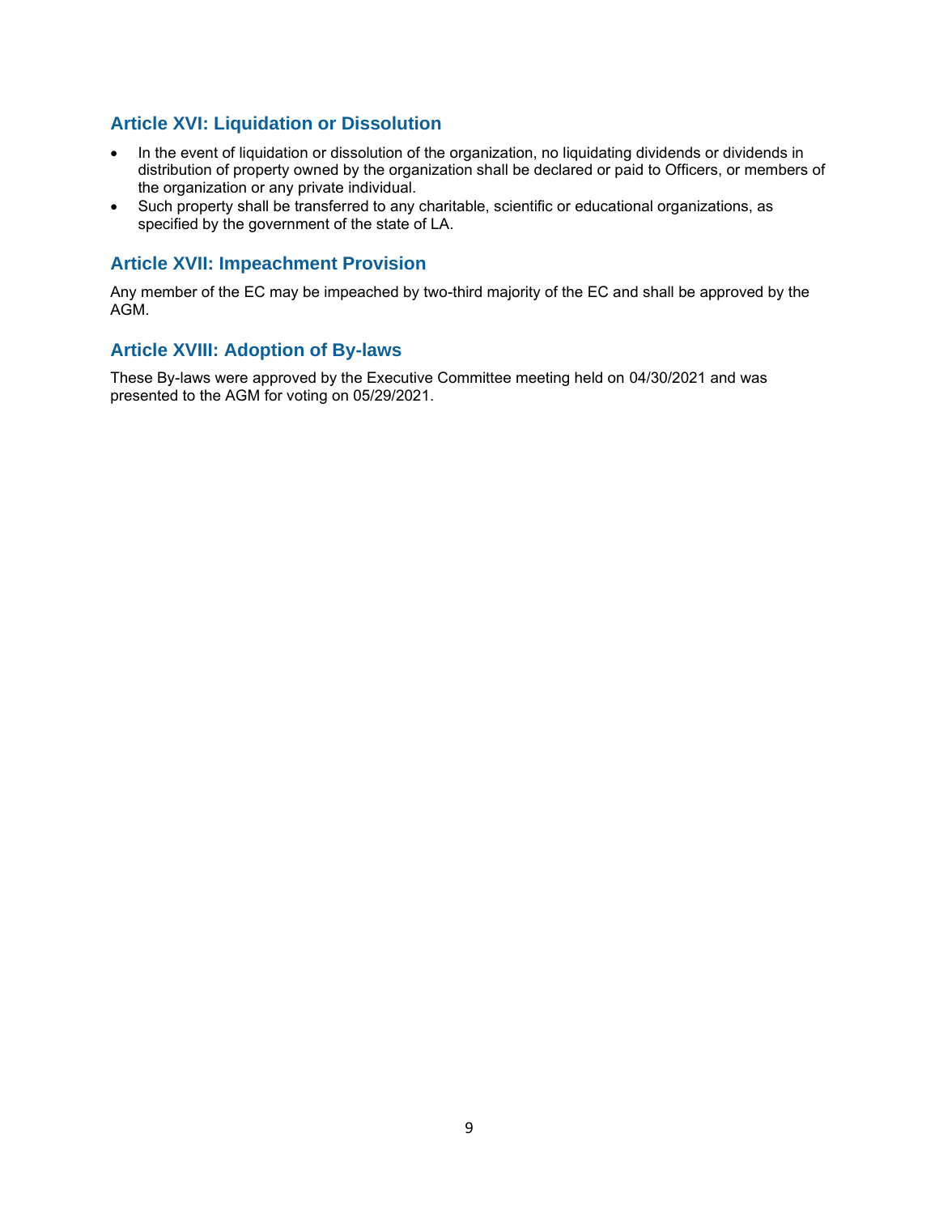## Article XVI: Liquidation or Dissolution

- In the event of liquidation or dissolution of the organization, no liquidating dividends or dividends in distribution of property owned by the organization shall be declared or paid to Officers, or members of the organization or any private individual.
- Such property shall be transferred to any charitable, scientific or educational organizations, as specified by the government of the state of LA.

## Article XVII: Impeachment Provision

Any member of the EC may be impeached by two-third majority of the EC and shall be approved by the AGM.

## Article XVIII: Adoption of By-laws

These By-laws were approved by the Executive Committee meeting held on 04/30/2021 and was presented to the AGM for voting on 05/29/2021.